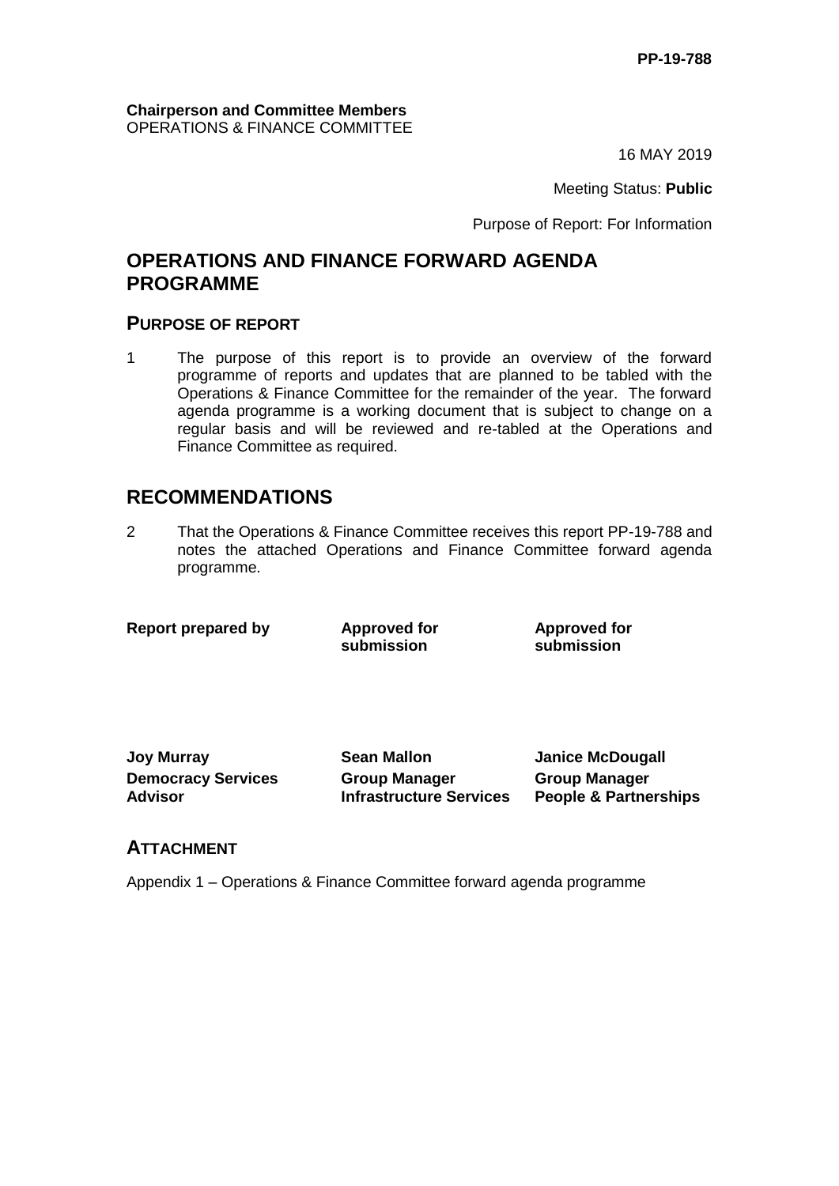**PP-19-788**

**Chairperson and Committee Members**
OPERATIONS & FINANCE COMMITTEE

16 MAY 2019

Meeting Status: **Public**

Purpose of Report: For Information

# OPERATIONS AND FINANCE FORWARD AGENDA PROGRAMME

## PURPOSE OF REPORT

1 The purpose of this report is to provide an overview of the forward programme of reports and updates that are planned to be tabled with the Operations & Finance Committee for the remainder of the year. The forward agenda programme is a working document that is subject to change on a regular basis and will be reviewed and re-tabled at the Operations and Finance Committee as required.

# RECOMMENDATIONS

2 That the Operations & Finance Committee receives this report PP-19-788 and notes the attached Operations and Finance Committee forward agenda programme.

| Report prepared by | Approved for submission | Approved for submission |
|---|---|---|
| **Joy Murray** | **Sean Mallon** | **Janice McDougall** |
| **Democracy Services Advisor** | **Group Manager Infrastructure Services** | **Group Manager People & Partnerships** |

## ATTACHMENT

Appendix 1 – Operations & Finance Committee forward agenda programme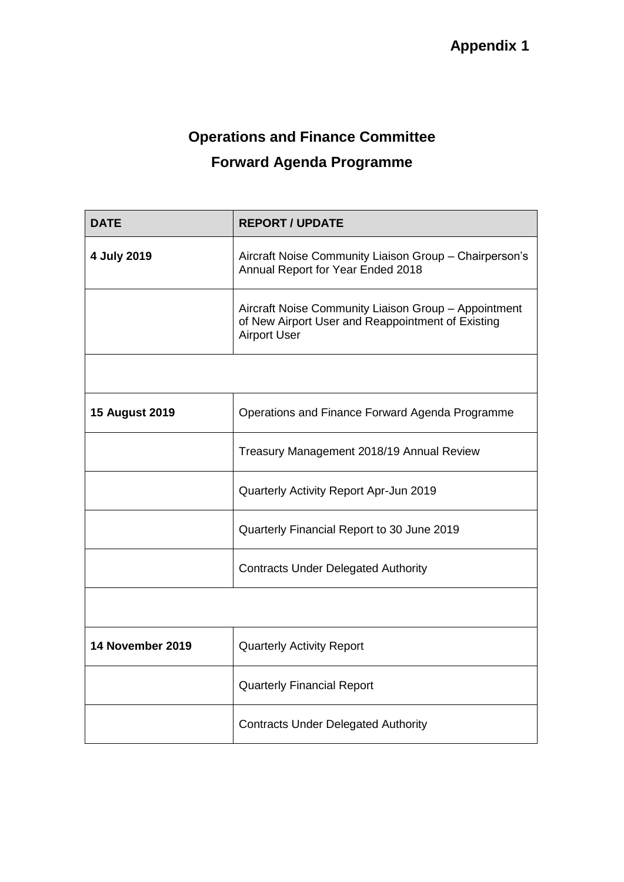**Appendix 1**

# Operations and Finance Committee

## Forward Agenda Programme

| DATE | REPORT / UPDATE |
|---|---|
| **4 July 2019** | Aircraft Noise Community Liaison Group – Chairperson's Annual Report for Year Ended 2018 |
| | Aircraft Noise Community Liaison Group – Appointment of New Airport User and Reappointment of Existing Airport User |
| | |
| **15 August 2019** | Operations and Finance Forward Agenda Programme |
| | Treasury Management 2018/19 Annual Review |
| | Quarterly Activity Report Apr-Jun 2019 |
| | Quarterly Financial Report to 30 June 2019 |
| | Contracts Under Delegated Authority |
| | |
| **14 November 2019** | Quarterly Activity Report |
| | Quarterly Financial Report |
| | Contracts Under Delegated Authority |